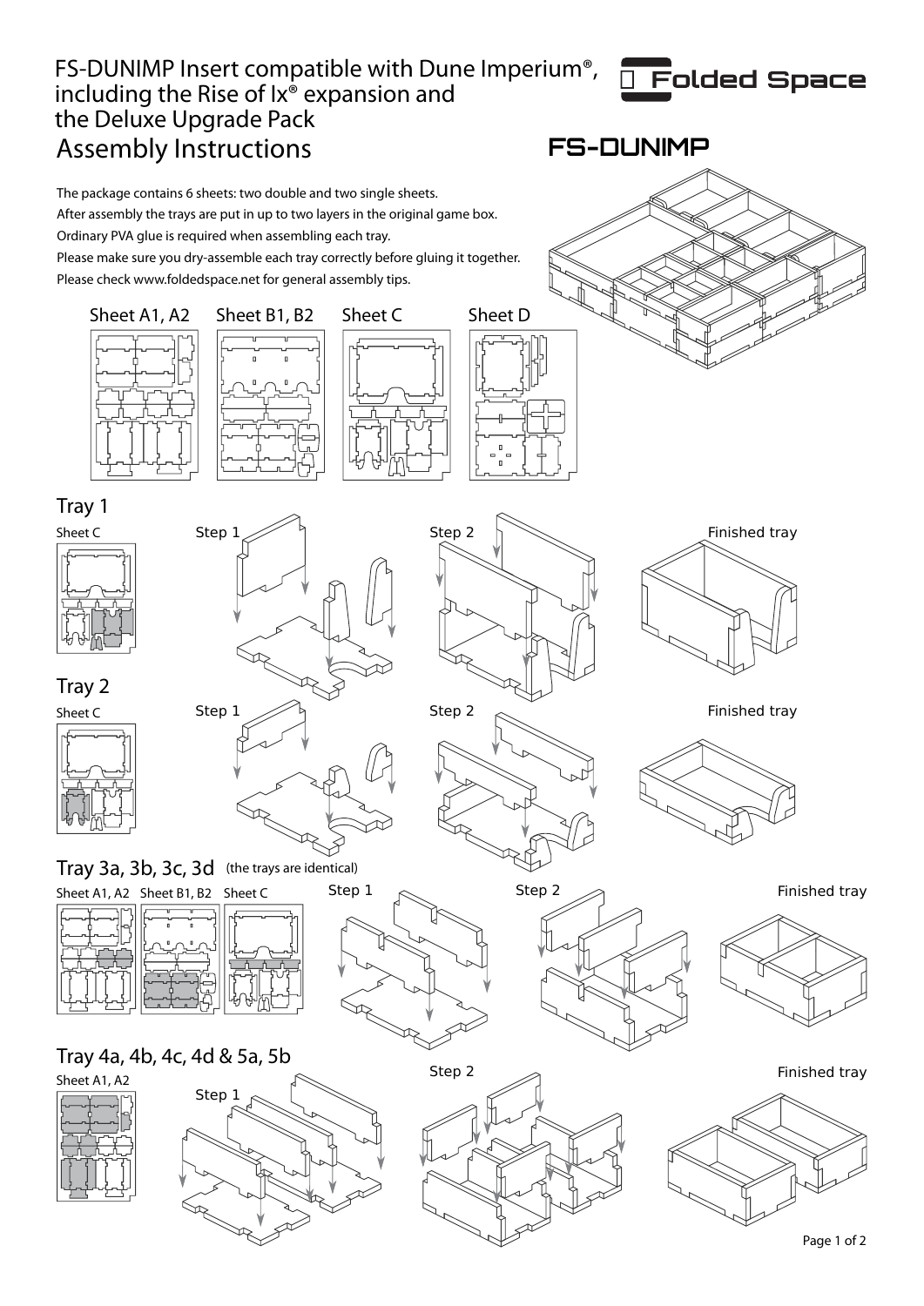# FS-DUNIMP Insert compatible with Dune Imperium®, including the Rise of Ix® expansion and the Deluxe Upgrade Pack

## Assembly Instructions

Folded Space

FS-DUNIMP

The package contains 6 sheets: two double and two single sheets.
After assembly the trays are put in up to two layers in the original game box.
Ordinary PVA glue is required when assembling each tray.
Please make sure you dry-assemble each tray correctly before gluing it together.
Please check www.foldedspace.net for general assembly tips.

Sheet A1, A2 Sheet B1, B2 Sheet C Sheet D

## Tray 1

Sheet C

Step 1

Step 2

Finished tray

## Tray 2

Sheet C

Step 1

Step 2

Finished tray

## Tray 3a, 3b, 3c, 3d (the trays are identical)

Sheet A1, A2 Sheet B1, B2 Sheet C

Step 1

Step 2

Finished tray

## Tray 4a, 4b, 4c, 4d & 5a, 5b

Sheet A1, A2

Step 1

Step 2

Finished tray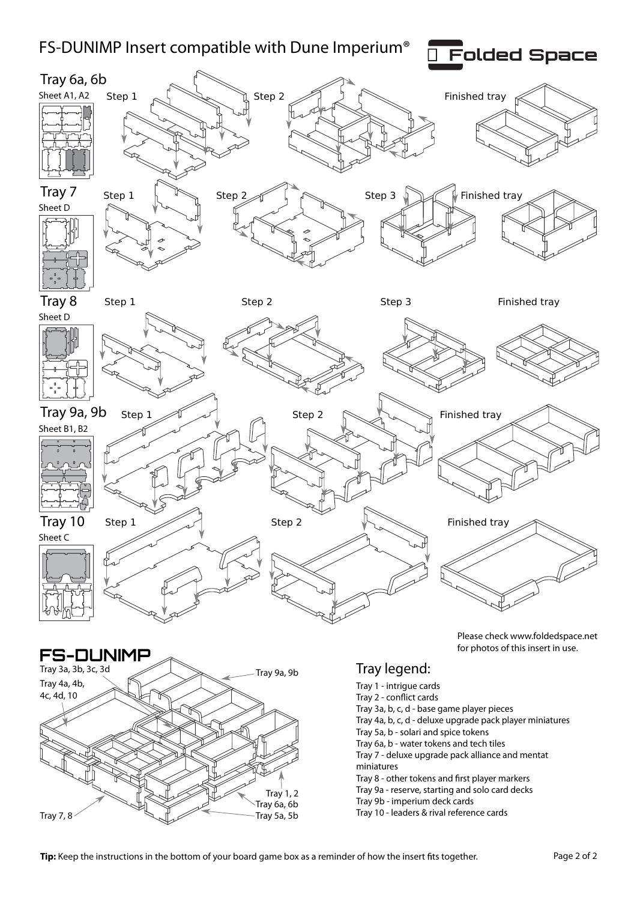# FS-DUNIMP Insert compatible with Dune Imperium®

Folded Space

## Tray 6a, 6b

Sheet A1, A2

Step 1

Step 2

Finished tray

## Tray 7

Sheet D

Step 1

Step 2

Step 3

Finished tray

## Tray 8

Sheet D

Step 1

Step 2

Step 3

Finished tray

## Tray 9a, 9b

Sheet B1, B2

Step 1

Step 2

Finished tray

## Tray 10

Sheet C

Step 1

Step 2

Finished tray

Please check www.foldedspace.net for photos of this insert in use.

## FS-DUNIMP

Tray 3a, 3b, 3c, 3d

Tray 4a, 4b, 4c, 4d, 10

Tray 9a, 9b

Tray 1, 2

Tray 6a, 6b

Tray 5a, 5b

Tray 7, 8

## Tray legend:

Tray 1 - intrigue cards
Tray 2 - conflict cards
Tray 3a, b, c, d - base game player pieces
Tray 4a, b, c, d - deluxe upgrade pack player miniatures
Tray 5a, b - solari and spice tokens
Tray 6a, b - water tokens and tech tiles
Tray 7 - deluxe upgrade pack alliance and mentat miniatures
Tray 8 - other tokens and first player markers
Tray 9a - reserve, starting and solo card decks
Tray 9b - imperium deck cards
Tray 10 - leaders & rival reference cards

**Tip:** Keep the instructions in the bottom of your board game box as a reminder of how the insert fits together.